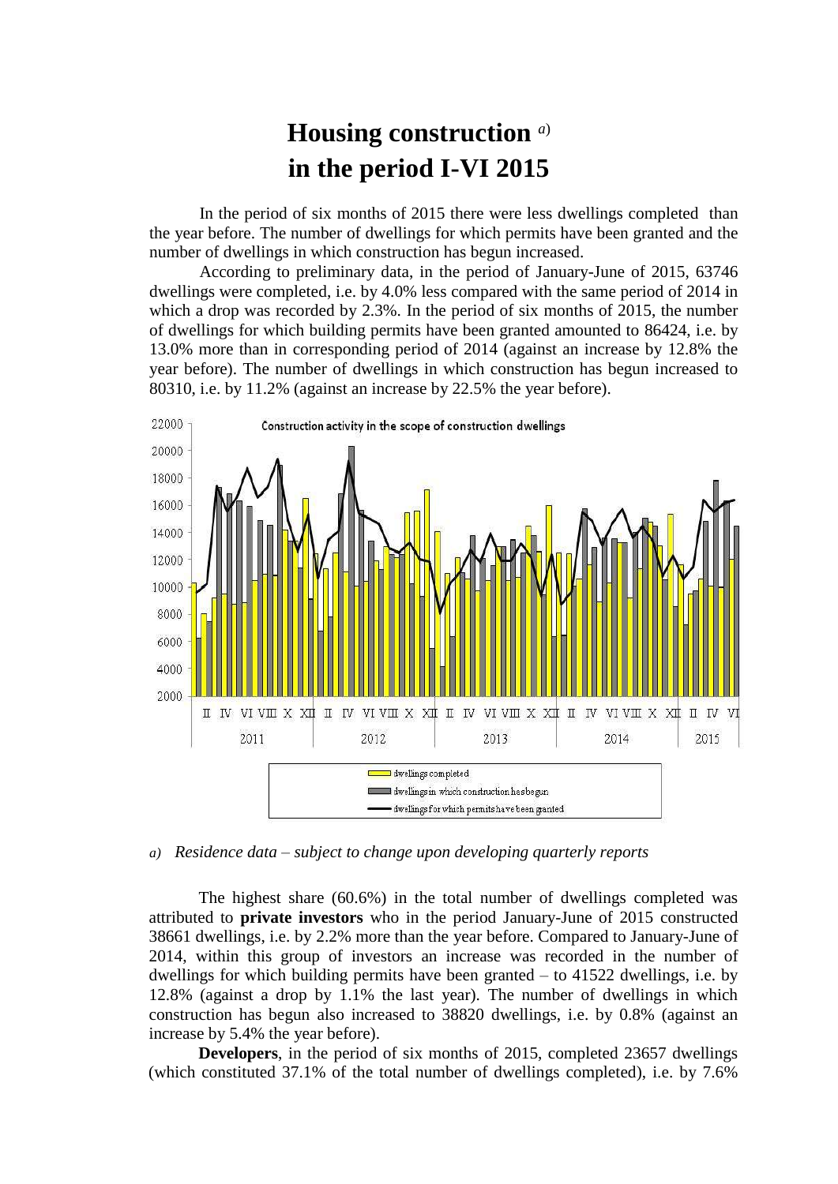# Housing construction [a)] in the period I-VI 2015

In the period of six months of 2015 there were less dwellings completed than the year before. The number of dwellings for which permits have been granted and the number of dwellings in which construction has begun increased.

According to preliminary data, in the period of January-June of 2015, 63746 dwellings were completed, i.e. by 4.0% less compared with the same period of 2014 in which a drop was recorded by 2.3%. In the period of six months of 2015, the number of dwellings for which building permits have been granted amounted to 86424, i.e. by 13.0% more than in corresponding period of 2014 (against an increase by 12.8% the year before). The number of dwellings in which construction has begun increased to 80310, i.e. by 11.2% (against an increase by 22.5% the year before).

*a) Residence data – subject to change upon developing quarterly reports*

The highest share (60.6%) in the total number of dwellings completed was attributed to **private investors** who in the period January-June of 2015 constructed 38661 dwellings, i.e. by 2.2% more than the year before. Compared to January-June of 2014, within this group of investors an increase was recorded in the number of dwellings for which building permits have been granted – to 41522 dwellings, i.e. by 12.8% (against a drop by 1.1% the last year). The number of dwellings in which construction has begun also increased to 38820 dwellings, i.e. by 0.8% (against an increase by 5.4% the year before).

**Developers**, in the period of six months of 2015, completed 23657 dwellings (which constituted 37.1% of the total number of dwellings completed), i.e. by 7.6%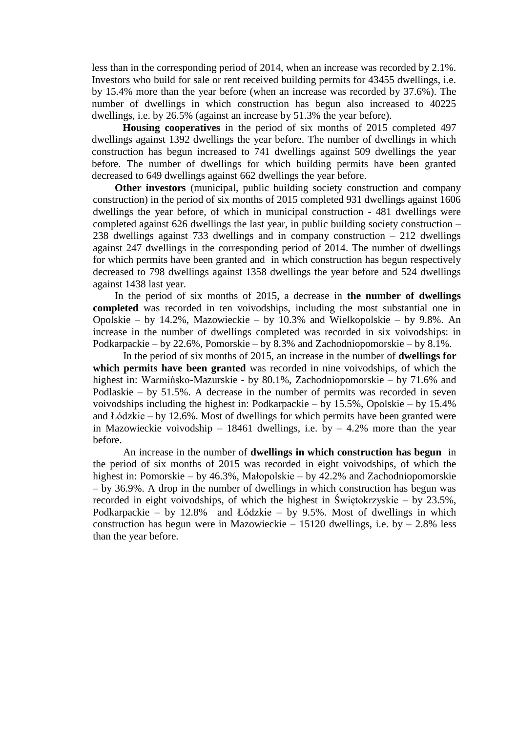less than in the corresponding period of 2014, when an increase was recorded by 2.1%. Investors who build for sale or rent received building permits for 43455 dwellings, i.e. by 15.4% more than the year before (when an increase was recorded by 37.6%). The number of dwellings in which construction has begun also increased to 40225 dwellings, i.e. by 26.5% (against an increase by 51.3% the year before).

**Housing cooperatives** in the period of six months of 2015 completed 497 dwellings against 1392 dwellings the year before. The number of dwellings in which construction has begun increased to 741 dwellings against 509 dwellings the year before. The number of dwellings for which building permits have been granted decreased to 649 dwellings against 662 dwellings the year before.

**Other investors** (municipal, public building society construction and company construction) in the period of six months of 2015 completed 931 dwellings against 1606 dwellings the year before, of which in municipal construction - 481 dwellings were completed against 626 dwellings the last year, in public building society construction – 238 dwellings against 733 dwellings and in company construction – 212 dwellings against 247 dwellings in the corresponding period of 2014. The number of dwellings for which permits have been granted and in which construction has begun respectively decreased to 798 dwellings against 1358 dwellings the year before and 524 dwellings against 1438 last year.

In the period of six months of 2015, a decrease in **the number of dwellings completed** was recorded in ten voivodships, including the most substantial one in Opolskie – by 14.2%, Mazowieckie – by 10.3% and Wielkopolskie – by 9.8%. An increase in the number of dwellings completed was recorded in six voivodships: in Podkarpackie – by 22.6%, Pomorskie – by 8.3% and Zachodniopomorskie – by 8.1%.

In the period of six months of 2015, an increase in the number of **dwellings for which permits have been granted** was recorded in nine voivodships, of which the highest in: Warmińsko-Mazurskie - by 80.1%, Zachodniopomorskie – by 71.6% and Podlaskie – by 51.5%. A decrease in the number of permits was recorded in seven voivodships including the highest in: Podkarpackie – by 15.5%, Opolskie – by 15.4% and Łódzkie – by 12.6%. Most of dwellings for which permits have been granted were in Mazowieckie voivodship – 18461 dwellings, i.e. by – 4.2% more than the year before.

An increase in the number of **dwellings in which construction has begun** in the period of six months of 2015 was recorded in eight voivodships, of which the highest in: Pomorskie – by 46.3%, Małopolskie – by 42.2% and Zachodniopomorskie – by 36.9%. A drop in the number of dwellings in which construction has begun was recorded in eight voivodships, of which the highest in Świętokrzyskie – by 23.5%, Podkarpackie – by 12.8% and Łódzkie – by 9.5%. Most of dwellings in which construction has begun were in Mazowieckie – 15120 dwellings, i.e. by – 2.8% less than the year before.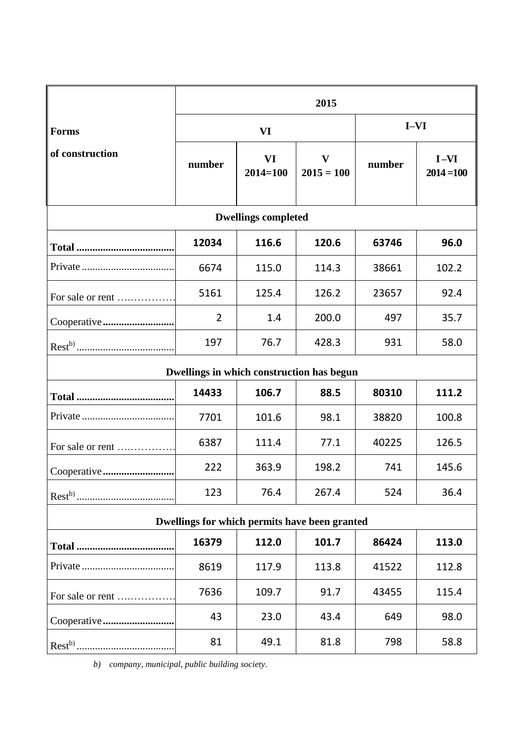| Forms of construction | 2015 | | | | |
|---|---|---|---|---|---|
| | VI | | | I–VI | |
| | number | VI 2014=100 | V 2015 = 100 | number | I –VI 2014 =100 |
| **Dwellings completed** | | | | | |
| **Total** | **12034** | **116.6** | **120.6** | **63746** | **96.0** |
| Private | 6674 | 115.0 | 114.3 | 38661 | 102.2 |
| For sale or rent | 5161 | 125.4 | 126.2 | 23657 | 92.4 |
| Cooperative | 2 | 1.4 | 200.0 | 497 | 35.7 |
| Rest[b)] | 197 | 76.7 | 428.3 | 931 | 58.0 |
| **Dwellings in which construction has begun** | | | | | |
| **Total** | **14433** | **106.7** | **88.5** | **80310** | **111.2** |
| Private | 7701 | 101.6 | 98.1 | 38820 | 100.8 |
| For sale or rent | 6387 | 111.4 | 77.1 | 40225 | 126.5 |
| Cooperative | 222 | 363.9 | 198.2 | 741 | 145.6 |
| Rest[b)] | 123 | 76.4 | 267.4 | 524 | 36.4 |
| **Dwellings for which permits have been granted** | | | | | |
| **Total** | **16379** | **112.0** | **101.7** | **86424** | **113.0** |
| Private | 8619 | 117.9 | 113.8 | 41522 | 112.8 |
| For sale or rent | 7636 | 109.7 | 91.7 | 43455 | 115.4 |
| Cooperative | 43 | 23.0 | 43.4 | 649 | 98.0 |
| Rest[b)] | 81 | 49.1 | 81.8 | 798 | 58.8 |

*b) company, municipal, public building society.*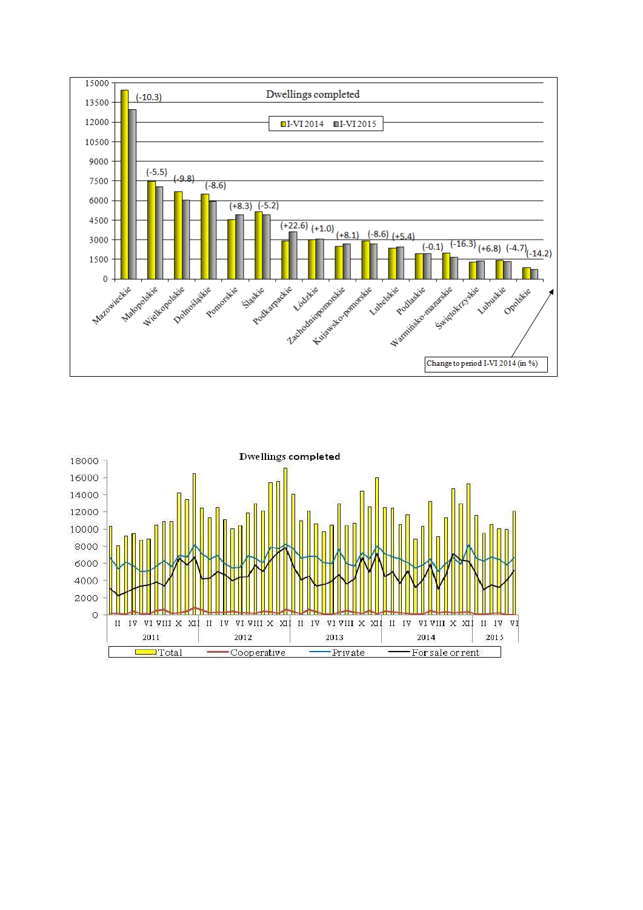**Dwellings completed**

I-VI 2014 | I-VI 2015

| Voivodship | Change to period I-VI 2014 (in %) |
|---|---|
| Mazowieckie | (-10.3) |
| Małopolskie | (-5.5) |
| Wielkopolskie | (-9.8) |
| Dolnośląskie | (-8.6) |
| Pomorskie | (+8.3) |
| Śląskie | (-5.2) |
| Podkarpackie | (+22.6) |
| Łódzkie | (+1.0) |
| Zachodniopomorskie | (+8.1) |
| Kujawsko-pomorskie | (-8.6) |
| Lubelskie | (+5.4) |
| Podlaskie | (-0.1) |
| Warmińsko-mazurskie | (-16.3) |
| Świętokrzyskie | (+6.8) |
| Lubuskie | (-4.7) |
| Opolskie | (-14.2) |

Change to period I-VI 2014 (in %)

**Dwellings completed**

2011 | 2012 | 2013 | 2014 | 2015

Total | Cooperative | Private | For sale or rent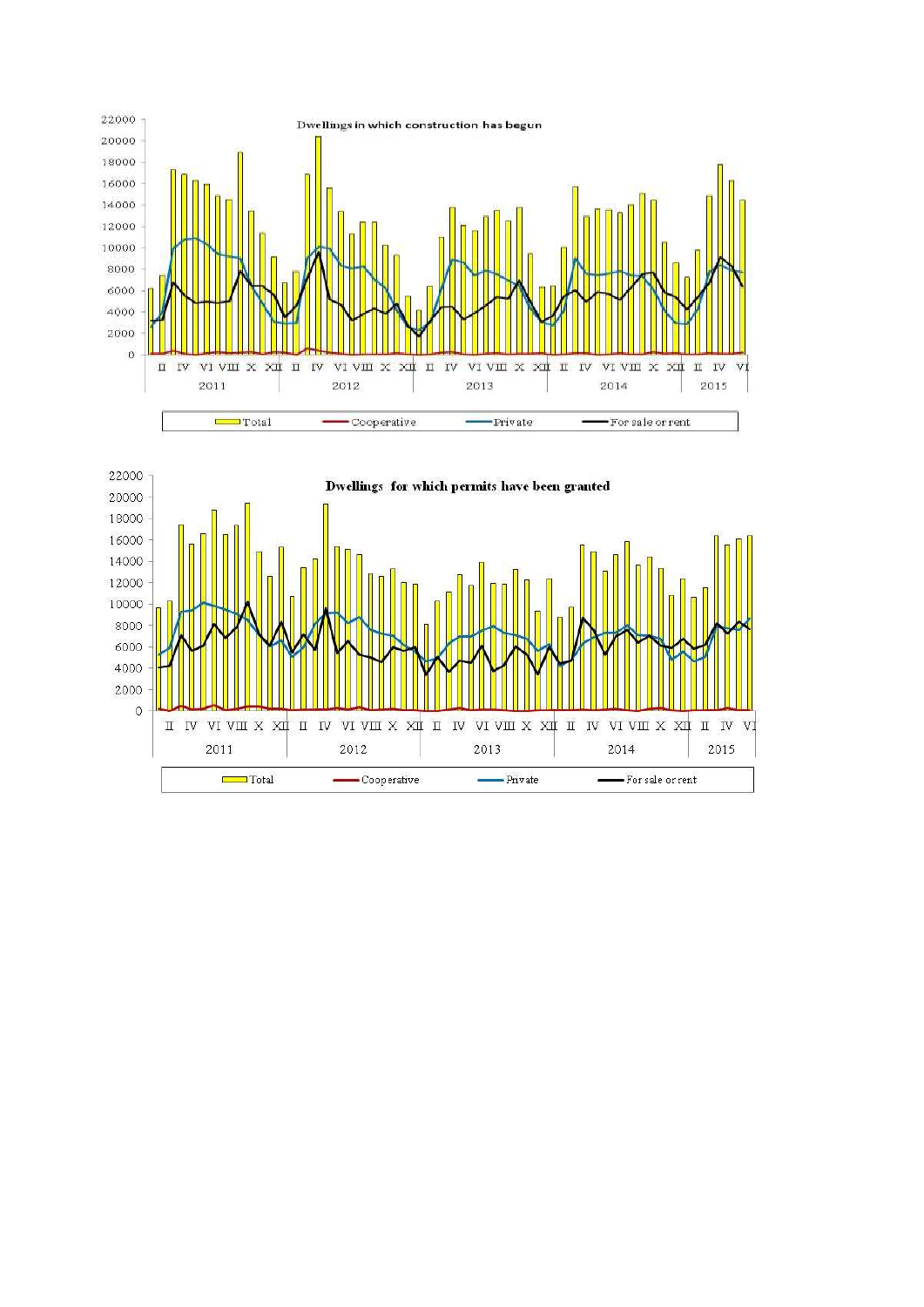Dwellings in which construction has begun

22000
20000
18000
16000
14000
12000
10000
8000
6000
4000
2000
0

II IV VI VIII X XII II IV VI VIII X XII II IV VI VIII X XII II IV VI VIII X XII II IV VI

2011 2012 2013 2014 2015

Total Cooperative Private For sale or rent

Dwellings for which permits have been granted

22000
20000
18000
16000
14000
12000
10000
8000
6000
4000
2000
0

II IV VI VIII X XII II IV VI VIII X XII II IV VI VIII X XII II IV VI VIII X XII II IV VI

2011 2012 2013 2014 2015

Total Cooperative Private For sale or rent